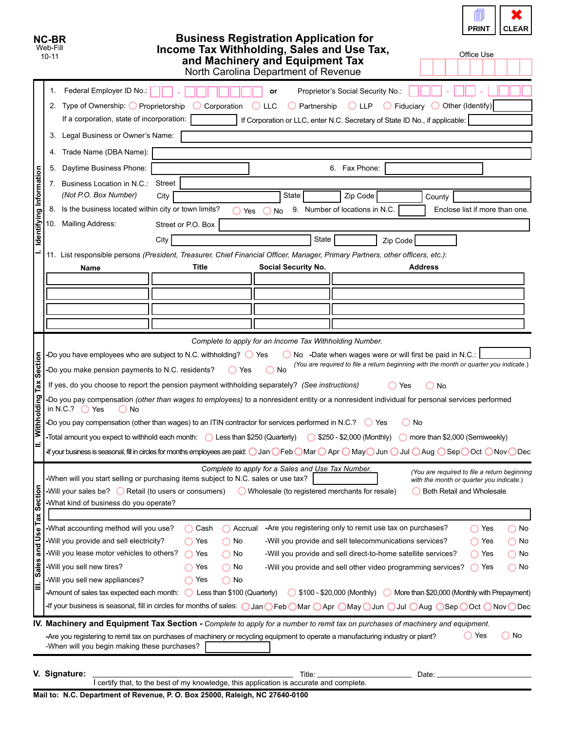**NC-BR**
Web-Fill
10-11

PRINT | CLEAR

# Business Registration Application for Income Tax Withholding, Sales and Use Tax, and Machinery and Equipment Tax

North Carolina Department of Revenue

Office Use

## I. Identifying Information

1. Federal Employer ID No.: ☐☐ - ☐☐☐☐☐☐☐ **or** Proprietor's Social Security No.: ☐☐☐ - ☐☐ - ☐☐☐☐
2. Type of Ownership: ○ Proprietorship ○ Corporation ○ LLC ○ Partnership ○ LLP ○ Fiduciary ○ Other (Identify) ______

   If a corporation, state of incorporation: ______ If Corporation or LLC, enter N.C. Secretary of State ID No., if applicable: ______
3. Legal Business or Owner's Name: ______
4. Trade Name (DBA Name): ______
5. Daytime Business Phone: ______ 6. Fax Phone: ______
7. Business Location in N.C.: Street ______
   *(Not P.O. Box Number)* City ______ State ______ Zip Code ______ County ______
8. Is the business located within city or town limits? ○ Yes ○ No 9. Number of locations in N.C. ______ Enclose list if more than one.
10. Mailing Address: Street or P.O. Box ______
    City ______ State ______ Zip Code ______
11. List responsible persons *(President, Treasurer, Chief Financial Officer, Manager, Primary Partners, other officers, etc.)*:

| Name | Title | Social Security No. | Address |
|---|---|---|---|
| | | | |
| | | | |
| | | | |
| | | | |

## II. Withholding Tax Section

*Complete to apply for an Income Tax Withholding Number.*

- Do you have employees who are subject to N.C. withholding? ○ Yes ○ No -Date when wages were or will first be paid in N.C.: ______
  *(You are required to file a return beginning with the month or quarter you indicate.)*
- Do you make pension payments to N.C. residents? ○ Yes ○ No

  If yes, do you choose to report the pension payment withholding separately? *(See instructions)* ○ Yes ○ No
- Do you pay compensation *(other than wages to employees)* to a nonresident entity or a nonresident individual for personal services performed in N.C.? ○ Yes ○ No
- Do you pay compensation (other than wages) to an ITIN contractor for services performed in N.C.? ○ Yes ○ No
- Total amount you expect to withhold each month: ○ Less than $250 (Quarterly) ○ $250 - $2,000 (Monthly) ○ more than $2,000 (Semiweekly)
- If your business is seasonal, fill in circles for months employees are paid: ○ Jan ○ Feb ○ Mar ○ Apr ○ May ○ Jun ○ Jul ○ Aug ○ Sep ○ Oct ○ Nov ○ Dec

## III. Sales and Use Tax Section

*Complete to apply for a Sales and Use Tax Number.*

- When will you start selling or purchasing items subject to N.C. sales or use tax? ______ *(You are required to file a return beginning with the month or quarter you indicate.)*
- Will your sales be? ○ Retail (to users or consumers) ○ Wholesale (to registered merchants for resale) ○ Both Retail and Wholesale
- What kind of business do you operate? ______
- What accounting method will you use? ○ Cash ○ Accrual
- Are you registering only to remit use tax on purchases? ○ Yes ○ No
- Will you provide and sell electricity? ○ Yes ○ No
- Will you provide and sell telecommunications services? ○ Yes ○ No
- Will you lease motor vehicles to others? ○ Yes ○ No
- Will you provide and sell direct-to-home satellite services? ○ Yes ○ No
- Will you sell new tires? ○ Yes ○ No
- Will you provide and sell other video programming services? ○ Yes ○ No
- Will you sell new appliances? ○ Yes ○ No
- Amount of sales tax expected each month: ○ Less than $100 (Quarterly) ○ $100 - $20,000 (Monthly) ○ More than $20,000 (Monthly with Prepayment)
- If your business is seasonal, fill in circles for months of sales: ○ Jan ○ Feb ○ Mar ○ Apr ○ May ○ Jun ○ Jul ○ Aug ○ Sep ○ Oct ○ Nov ○ Dec

## IV. Machinery and Equipment Tax Section - *Complete to apply for a number to remit tax on purchases of machinery and equipment.*

- Are you registering to remit tax on purchases of machinery or recycling equipment to operate a manufacturing industry or plant? ○ Yes ○ No
- When will you begin making these purchases? ______

## V. Signature:

Signature: ______ Title: ______ Date: ______

I certify that, to the best of my knowledge, this application is accurate and complete.

**Mail to: N.C. Department of Revenue, P. O. Box 25000, Raleigh, NC 27640-0100**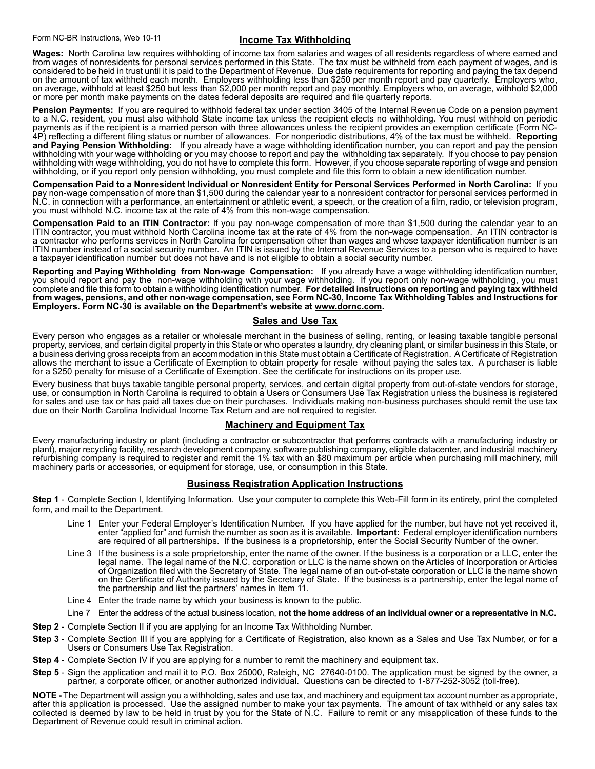## Income Tax Withholding

**Wages:** North Carolina law requires withholding of income tax from salaries and wages of all residents regardless of where earned and from wages of nonresidents for personal services performed in this State. The tax must be withheld from each payment of wages, and is considered to be held in trust until it is paid to the Department of Revenue. Due date requirements for reporting and paying the tax depend on the amount of tax withheld each month. Employers withholding less than $250 per month report and pay quarterly. Employers who, on average, withhold at least $250 but less than $2,000 per month report and pay monthly. Employers who, on average, withhold $2,000 or more per month make payments on the dates federal deposits are required and file quarterly reports.

**Pension Payments:** If you are required to withhold federal tax under section 3405 of the Internal Revenue Code on a pension payment to a N.C. resident, you must also withhold State income tax unless the recipient elects no withholding. You must withhold on periodic payments as if the recipient is a married person with three allowances unless the recipient provides an exemption certificate (Form NC-4P) reflecting a different filing status or number of allowances. For nonperiodic distributions, 4% of the tax must be withheld. **Reporting and Paying Pension Withholding:** If you already have a wage withholding identification number, you can report and pay the pension withholding with your wage withholding **or** you may choose to report and pay the withholding tax separately. If you choose to pay pension withholding with wage withholding, you do not have to complete this form. However, if you choose separate reporting of wage and pension withholding, or if you report only pension withholding, you must complete and file this form to obtain a new identification number.

**Compensation Paid to a Nonresident Individual or Nonresident Entity for Personal Services Performed in North Carolina:** If you pay non-wage compensation of more than $1,500 during the calendar year to a nonresident contractor for personal services performed in N.C. in connection with a performance, an entertainment or athletic event, a speech, or the creation of a film, radio, or television program, you must withhold N.C. income tax at the rate of 4% from this non-wage compensation.

**Compensation Paid to an ITIN Contractor:** If you pay non-wage compensation of more than $1,500 during the calendar year to an ITIN contractor, you must withhold North Carolina income tax at the rate of 4% from the non-wage compensation. An ITIN contractor is a contractor who performs services in North Carolina for compensation other than wages and whose taxpayer identification number is an ITIN number instead of a social security number. An ITIN is issued by the Internal Revenue Services to a person who is required to have a taxpayer identification number but does not have and is not eligible to obtain a social security number.

**Reporting and Paying Withholding from Non-wage Compensation:** If you already have a wage withholding identification number, you should report and pay the non-wage withholding with your wage withholding. If you report only non-wage withholding, you must complete and file this form to obtain a withholding identification number. **For detailed instructions on reporting and paying tax withheld from wages, pensions, and other non-wage compensation, see Form NC-30, Income Tax Withholding Tables and Instructions for Employers. Form NC-30 is available on the Department's website at www.dornc.com.**

## Sales and Use Tax

Every person who engages as a retailer or wholesale merchant in the business of selling, renting, or leasing taxable tangible personal property, services, and certain digital property in this State or who operates a laundry, dry cleaning plant, or similar business in this State, or a business deriving gross receipts from an accommodation in this State must obtain a Certificate of Registration. A Certificate of Registration allows the merchant to issue a Certificate of Exemption to obtain property for resale without paying the sales tax. A purchaser is liable for a $250 penalty for misuse of a Certificate of Exemption. See the certificate for instructions on its proper use.

Every business that buys taxable tangible personal property, services, and certain digital property from out-of-state vendors for storage, use, or consumption in North Carolina is required to obtain a Users or Consumers Use Tax Registration unless the business is registered for sales and use tax or has paid all taxes due on their purchases. Individuals making non-business purchases should remit the use tax due on their North Carolina Individual Income Tax Return and are not required to register.

## Machinery and Equipment Tax

Every manufacturing industry or plant (including a contractor or subcontractor that performs contracts with a manufacturing industry or plant), major recycling facility, research development company, software publishing company, eligible datacenter, and industrial machinery refurbishing company is required to register and remit the 1% tax with an $80 maximum per article when purchasing mill machinery, mill machinery parts or accessories, or equipment for storage, use, or consumption in this State.

## Business Registration Application Instructions

**Step 1** - Complete Section I, Identifying Information. Use your computer to complete this Web-Fill form in its entirety, print the completed form, and mail to the Department.

- Line 1 Enter your Federal Employer's Identification Number. If you have applied for the number, but have not yet received it, enter "applied for" and furnish the number as soon as it is available. **Important:** Federal employer identification numbers are required of all partnerships. If the business is a proprietorship, enter the Social Security Number of the owner.
- Line 3 If the business is a sole proprietorship, enter the name of the owner. If the business is a corporation or a LLC, enter the legal name. The legal name of the N.C. corporation or LLC is the name shown on the Articles of Incorporation or Articles of Organization filed with the Secretary of State. The legal name of an out-of-state corporation or LLC is the name shown on the Certificate of Authority issued by the Secretary of State. If the business is a partnership, enter the legal name of the partnership and list the partners' names in Item 11.
- Line 4 Enter the trade name by which your business is known to the public.
- Line 7 Enter the address of the actual business location, **not the home address of an individual owner or a representative in N.C.**

**Step 2** - Complete Section II if you are applying for an Income Tax Withholding Number.

**Step 3** - Complete Section III if you are applying for a Certificate of Registration, also known as a Sales and Use Tax Number, or for a Users or Consumers Use Tax Registration.

**Step 4** - Complete Section IV if you are applying for a number to remit the machinery and equipment tax.

**Step 5** - Sign the application and mail it to P.O. Box 25000, Raleigh, NC 27640-0100. The application must be signed by the owner, a partner, a corporate officer, or another authorized individual. Questions can be directed to 1-877-252-3052 (toll-free).

**NOTE -** The Department will assign you a withholding, sales and use tax, and machinery and equipment tax account number as appropriate, after this application is processed. Use the assigned number to make your tax payments. The amount of tax withheld or any sales tax collected is deemed by law to be held in trust by you for the State of N.C. Failure to remit or any misapplication of these funds to the Department of Revenue could result in criminal action.